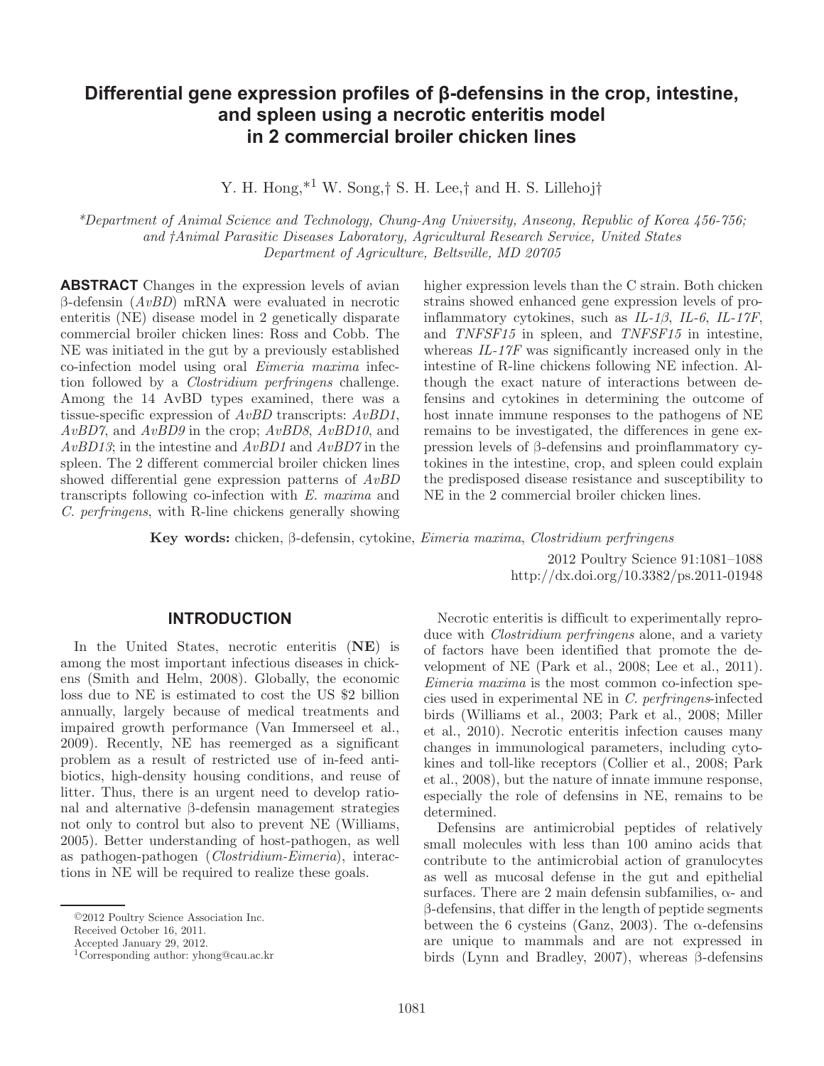# Differential gene expression profiles of β-defensins in the crop, intestine, and spleen using a necrotic enteritis model in 2 commercial broiler chicken lines

Y. H. Hong,*[1] W. Song,† S. H. Lee,† and H. S. Lillehoj†

*Department of Animal Science and Technology, Chung-Ang University, Anseong, Republic of Korea 456-756; and †Animal Parasitic Diseases Laboratory, Agricultural Research Service, United States Department of Agriculture, Beltsville, MD 20705*

**ABSTRACT** Changes in the expression levels of avian β-defensin (*AvBD*) mRNA were evaluated in necrotic enteritis (NE) disease model in 2 genetically disparate commercial broiler chicken lines: Ross and Cobb. The NE was initiated in the gut by a previously established co-infection model using oral *Eimeria maxima* infection followed by a *Clostridium perfringens* challenge. Among the 14 AvBD types examined, there was a tissue-specific expression of *AvBD* transcripts: *AvBD1*, *AvBD7*, and *AvBD9* in the crop; *AvBD8*, *AvBD10*, and *AvBD13*; in the intestine and *AvBD1* and *AvBD7* in the spleen. The 2 different commercial broiler chicken lines showed differential gene expression patterns of *AvBD* transcripts following co-infection with *E. maxima* and *C. perfringens*, with R-line chickens generally showing higher expression levels than the C strain. Both chicken strains showed enhanced gene expression levels of proinflammatory cytokines, such as *IL-1β*, *IL-6*, *IL-17F*, and *TNFSF15* in spleen, and *TNFSF15* in intestine, whereas *IL-17F* was significantly increased only in the intestine of R-line chickens following NE infection. Although the exact nature of interactions between defensins and cytokines in determining the outcome of host innate immune responses to the pathogens of NE remains to be investigated, the differences in gene expression levels of β-defensins and proinflammatory cytokines in the intestine, crop, and spleen could explain the predisposed disease resistance and susceptibility to NE in the 2 commercial broiler chicken lines.

**Key words:** chicken, β-defensin, cytokine, *Eimeria maxima*, *Clostridium perfringens*

2012 Poultry Science 91:1081–1088
http://dx.doi.org/10.3382/ps.2011-01948

## INTRODUCTION

In the United States, necrotic enteritis (**NE**) is among the most important infectious diseases in chickens (Smith and Helm, 2008). Globally, the economic loss due to NE is estimated to cost the US $2 billion annually, largely because of medical treatments and impaired growth performance (Van Immerseel et al., 2009). Recently, NE has reemerged as a significant problem as a result of restricted use of in-feed antibiotics, high-density housing conditions, and reuse of litter. Thus, there is an urgent need to develop rational and alternative β-defensin management strategies not only to control but also to prevent NE (Williams, 2005). Better understanding of host-pathogen, as well as pathogen-pathogen (*Clostridium-Eimeria*), interactions in NE will be required to realize these goals.

Necrotic enteritis is difficult to experimentally reproduce with *Clostridium perfringens* alone, and a variety of factors have been identified that promote the development of NE (Park et al., 2008; Lee et al., 2011). *Eimeria maxima* is the most common co-infection species used in experimental NE in *C. perfringens*-infected birds (Williams et al., 2003; Park et al., 2008; Miller et al., 2010). Necrotic enteritis infection causes many changes in immunological parameters, including cytokines and toll-like receptors (Collier et al., 2008; Park et al., 2008), but the nature of innate immune response, especially the role of defensins in NE, remains to be determined.

Defensins are antimicrobial peptides of relatively small molecules with less than 100 amino acids that contribute to the antimicrobial action of granulocytes as well as mucosal defense in the gut and epithelial surfaces. There are 2 main defensin subfamilies, α- and β-defensins, that differ in the length of peptide segments between the 6 cysteins (Ganz, 2003). The α-defensins are unique to mammals and are not expressed in birds (Lynn and Bradley, 2007), whereas β-defensins

©2012 Poultry Science Association Inc.
Received October 16, 2011.
Accepted January 29, 2012.
[1]Corresponding author: yhong@cau.ac.kr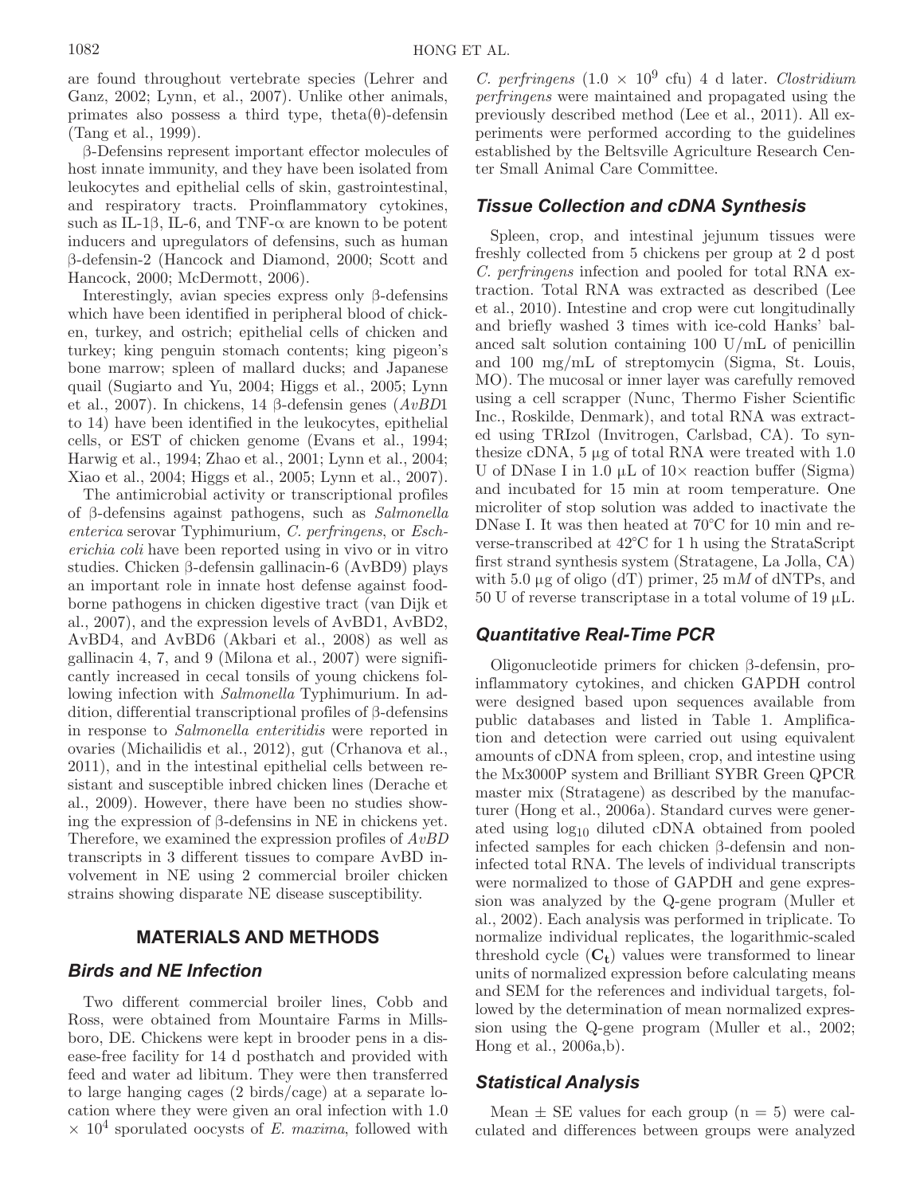are found throughout vertebrate species (Lehrer and Ganz, 2002; Lynn, et al., 2007). Unlike other animals, primates also possess a third type, theta(θ)-defensin (Tang et al., 1999).

β-Defensins represent important effector molecules of host innate immunity, and they have been isolated from leukocytes and epithelial cells of skin, gastrointestinal, and respiratory tracts. Proinflammatory cytokines, such as IL-1β, IL-6, and TNF-α are known to be potent inducers and upregulators of defensins, such as human β-defensin-2 (Hancock and Diamond, 2000; Scott and Hancock, 2000; McDermott, 2006).

Interestingly, avian species express only β-defensins which have been identified in peripheral blood of chicken, turkey, and ostrich; epithelial cells of chicken and turkey; king penguin stomach contents; king pigeon's bone marrow; spleen of mallard ducks; and Japanese quail (Sugiarto and Yu, 2004; Higgs et al., 2005; Lynn et al., 2007). In chickens, 14 β-defensin genes (*AvBD*1 to 14) have been identified in the leukocytes, epithelial cells, or EST of chicken genome (Evans et al., 1994; Harwig et al., 1994; Zhao et al., 2001; Lynn et al., 2004; Xiao et al., 2004; Higgs et al., 2005; Lynn et al., 2007).

The antimicrobial activity or transcriptional profiles of β-defensins against pathogens, such as *Salmonella enterica* serovar Typhimurium, *C. perfringens*, or *Escherichia coli* have been reported using in vivo or in vitro studies. Chicken β-defensin gallinacin-6 (AvBD9) plays an important role in innate host defense against foodborne pathogens in chicken digestive tract (van Dijk et al., 2007), and the expression levels of AvBD1, AvBD2, AvBD4, and AvBD6 (Akbari et al., 2008) as well as gallinacin 4, 7, and 9 (Milona et al., 2007) were significantly increased in cecal tonsils of young chickens following infection with *Salmonella* Typhimurium. In addition, differential transcriptional profiles of β-defensins in response to *Salmonella enteritidis* were reported in ovaries (Michailidis et al., 2012), gut (Crhanova et al., 2011), and in the intestinal epithelial cells between resistant and susceptible inbred chicken lines (Derache et al., 2009). However, there have been no studies showing the expression of β-defensins in NE in chickens yet. Therefore, we examined the expression profiles of *AvBD* transcripts in 3 different tissues to compare AvBD involvement in NE using 2 commercial broiler chicken strains showing disparate NE disease susceptibility.

## MATERIALS AND METHODS

### Birds and NE Infection

Two different commercial broiler lines, Cobb and Ross, were obtained from Mountaire Farms in Millsboro, DE. Chickens were kept in brooder pens in a disease-free facility for 14 d posthatch and provided with feed and water ad libitum. They were then transferred to large hanging cages (2 birds/cage) at a separate location where they were given an oral infection with $1.0 \times 10^4$ sporulated oocysts of *E. maxima*, followed with *C. perfringens* ($1.0 \times 10^9$ cfu) 4 d later. *Clostridium perfringens* were maintained and propagated using the previously described method (Lee et al., 2011). All experiments were performed according to the guidelines established by the Beltsville Agriculture Research Center Small Animal Care Committee.

### Tissue Collection and cDNA Synthesis

Spleen, crop, and intestinal jejunum tissues were freshly collected from 5 chickens per group at 2 d post *C. perfringens* infection and pooled for total RNA extraction. Total RNA was extracted as described (Lee et al., 2010). Intestine and crop were cut longitudinally and briefly washed 3 times with ice-cold Hanks' balanced salt solution containing 100 U/mL of penicillin and 100 mg/mL of streptomycin (Sigma, St. Louis, MO). The mucosal or inner layer was carefully removed using a cell scrapper (Nunc, Thermo Fisher Scientific Inc., Roskilde, Denmark), and total RNA was extracted using TRIzol (Invitrogen, Carlsbad, CA). To synthesize cDNA, 5 μg of total RNA were treated with 1.0 U of DNase I in 1.0 μL of 10× reaction buffer (Sigma) and incubated for 15 min at room temperature. One microliter of stop solution was added to inactivate the DNase I. It was then heated at 70°C for 10 min and reverse-transcribed at 42°C for 1 h using the StrataScript first strand synthesis system (Stratagene, La Jolla, CA) with 5.0 μg of oligo (dT) primer, 25 m*M* of dNTPs, and 50 U of reverse transcriptase in a total volume of 19 μL.

### Quantitative Real-Time PCR

Oligonucleotide primers for chicken β-defensin, proinflammatory cytokines, and chicken GAPDH control were designed based upon sequences available from public databases and listed in Table 1. Amplification and detection were carried out using equivalent amounts of cDNA from spleen, crop, and intestine using the Mx3000P system and Brilliant SYBR Green QPCR master mix (Stratagene) as described by the manufacturer (Hong et al., 2006a). Standard curves were generated using $\log_{10}$ diluted cDNA obtained from pooled infected samples for each chicken β-defensin and noninfected total RNA. The levels of individual transcripts were normalized to those of GAPDH and gene expression was analyzed by the Q-gene program (Muller et al., 2002). Each analysis was performed in triplicate. To normalize individual replicates, the logarithmic-scaled threshold cycle ($\mathbf{C_t}$) values were transformed to linear units of normalized expression before calculating means and SEM for the references and individual targets, followed by the determination of mean normalized expression using the Q-gene program (Muller et al., 2002; Hong et al., 2006a,b).

### Statistical Analysis

Mean ± SE values for each group (n = 5) were calculated and differences between groups were analyzed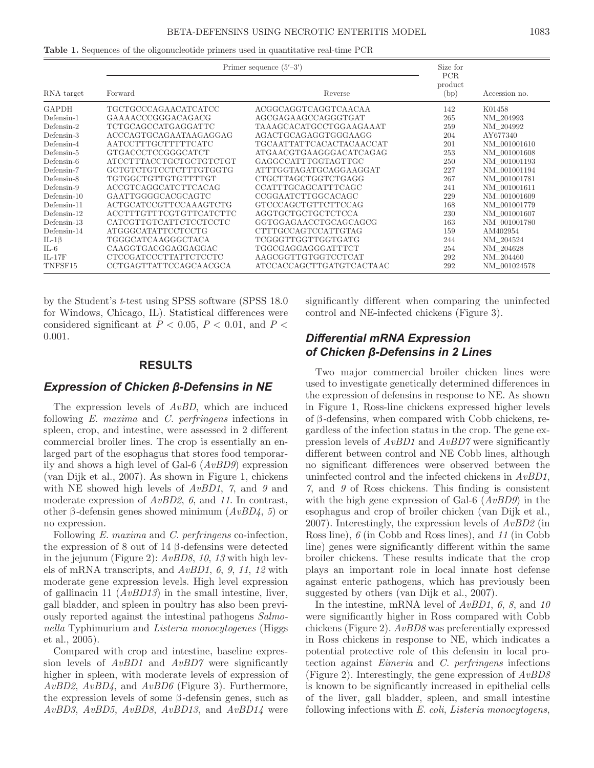**Table 1.** Sequences of the oligonucleotide primers used in quantitative real-time PCR

| RNA target | Primer sequence (5′–3′) Forward | Reverse | Size for PCR product (bp) | Accession no. |
|---|---|---|---|---|
| GAPDH | TGCTGCCCAGAACATCATCC | ACGGCAGGTCAGGTCAACAA | 142 | K01458 |
| Defensin-1 | GAAAACCCGGGACAGACG | AGCGAGAAGCCAGGGTGAT | 265 | NM_204993 |
| Defensin-2 | TCTGCAGCCATGAGGATTC | TAAAGCACATGCCTGGAAGAAAT | 259 | NM_204992 |
| Defensin-3 | ACCCAGTGCAGAATAAGAGGAG | AGACTGCAGAGGTGGGAAGG | 204 | AY677340 |
| Defensin-4 | AATCCTTTGCTTTTTCATC | TGCAATTATTCACACTACAACCAT | 201 | NM_001001610 |
| Defensin-5 | GTGACCCTCCGGGCATCT | ATGAACGTGAAGGGACATCAGAG | 253 | NM_001001608 |
| Defensin-6 | ATCCTTTACCTGCTGCTGTCTGT | GAGGCCATTTGGTAGTTGC | 250 | NM_001001193 |
| Defensin-7 | GCTGTCTGTCCTCTTTGTGGTG | ATTTGGTAGATGCAGGAAGGAT | 227 | NM_001001194 |
| Defensin-8 | TGTGGCTGTTGTGTTTTGT | CTGCTTAGCTGGTCTGAGG | 267 | NM_001001781 |
| Defensin-9 | ACCGTCAGGCATCTTCACAG | CCATTTGCAGCATTTCAGC | 241 | NM_001001611 |
| Defensin-10 | GAATTGGGGCACGCAGTC | CCGGAATCTTGGCACAGC | 229 | NM_001001609 |
| Defensin-11 | ACTGCATCCGTTCCAAAGTCTG | GTCCCAGCTGTTCTTCCAG | 168 | NM_001001779 |
| Defensin-12 | ACCTTTGTTTCGTGTTCATCTTC | AGGTGCTGCTGCTCTCCA | 230 | NM_001001607 |
| Defensin-13 | CATCGTTGTCATTCTCCTCCTC | GGTGGAGAACCTGCAGCAGCG | 163 | NM_001001780 |
| Defensin-14 | ATGGGCATATTCCTCCTG | CTTTGCCAGTCCATTGTAG | 159 | AM402954 |
| IL-1β | TGGGCATCAAGGGCTACA | TCGGGTTGGTTGGTGATG | 244 | NM_204524 |
| IL-6 | CAAGGTGACGGAGGAGGAC | TGGCGAGGAGGGATTTCT | 254 | NM_204628 |
| IL-17F | CTCCGATCCCTTATTCTCCTC | AAGCGGTTGTGGTCCTCAT | 292 | NM_204460 |
| TNFSF15 | CCTGAGTTATTCCAGCAACGCA | ATCCACCAGCTTGATGTCACTAAC | 292 | NM_001024578 |

by the Student's *t*-test using SPSS software (SPSS 18.0 for Windows, Chicago, IL). Statistical differences were considered significant at $P < 0.05$, $P < 0.01$, and $P < 0.001$.

## RESULTS

### Expression of Chicken β-Defensins in NE

The expression levels of *AvBD*, which are induced following *E. maxima* and *C. perfringens* infections in spleen, crop, and intestine, were assessed in 2 different commercial broiler lines. The crop is essentially an enlarged part of the esophagus that stores food temporarily and shows a high level of Gal-6 (*AvBD9*) expression (van Dijk et al., 2007). As shown in Figure 1, chickens with NE showed high levels of *AvBD1*, *7*, and *9* and moderate expression of *AvBD2*, *6*, and *11*. In contrast, other β-defensin genes showed minimum (*AvBD4*, *5*) or no expression.

Following *E. maxima* and *C. perfringens* co-infection, the expression of 8 out of 14 β-defensins were detected in the jejunum (Figure 2): *AvBD8*, *10*, *13* with high levels of mRNA transcripts, and *AvBD1*, *6*, *9*, *11*, *12* with moderate gene expression levels. High level expression of gallinacin 11 (*AvBD13*) in the small intestine, liver, gall bladder, and spleen in poultry has also been previously reported against the intestinal pathogens *Salmonella* Typhimurium and *Listeria monocytogenes* (Higgs et al., 2005).

Compared with crop and intestine, baseline expression levels of *AvBD1* and *AvBD7* were significantly higher in spleen, with moderate levels of expression of *AvBD2*, *AvBD4*, and *AvBD6* (Figure 3). Furthermore, the expression levels of some β-defensin genes, such as *AvBD3*, *AvBD5*, *AvBD8*, *AvBD13*, and *AvBD14* were significantly different when comparing the uninfected control and NE-infected chickens (Figure 3).

### Differential mRNA Expression of Chicken β-Defensins in 2 Lines

Two major commercial broiler chicken lines were used to investigate genetically determined differences in the expression of defensins in response to NE. As shown in Figure 1, Ross-line chickens expressed higher levels of β-defensins, when compared with Cobb chickens, regardless of the infection status in the crop. The gene expression levels of *AvBD1* and *AvBD7* were significantly different between control and NE Cobb lines, although no significant differences were observed between the uninfected control and the infected chickens in *AvBD1*, *7*, and *9* of Ross chickens. This finding is consistent with the high gene expression of Gal-6 (*AvBD9*) in the esophagus and crop of broiler chicken (van Dijk et al., 2007). Interestingly, the expression levels of *AvBD2* (in Ross line), *6* (in Cobb and Ross lines), and *11* (in Cobb line) genes were significantly different within the same broiler chickens. These results indicate that the crop plays an important role in local innate host defense against enteric pathogens, which has previously been suggested by others (van Dijk et al., 2007).

In the intestine, mRNA level of *AvBD1*, *6*, *8*, and *10* were significantly higher in Ross compared with Cobb chickens (Figure 2). *AvBD8* was preferentially expressed in Ross chickens in response to NE, which indicates a potential protective role of this defensin in local protection against *Eimeria* and *C. perfringens* infections (Figure 2). Interestingly, the gene expression of *AvBD8* is known to be significantly increased in epithelial cells of the liver, gall bladder, spleen, and small intestine following infections with *E. coli*, *Listeria monocytogens*,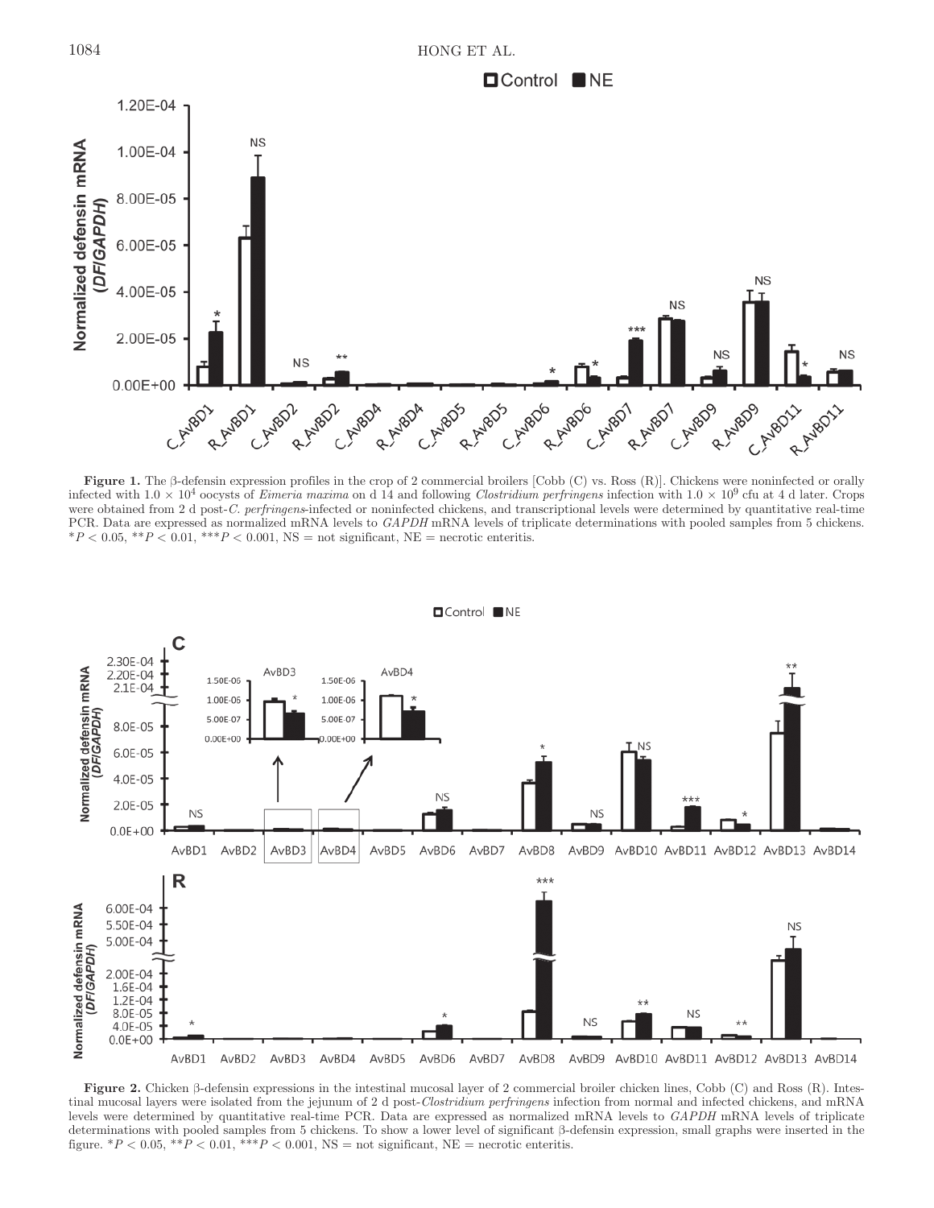**Figure 1.** The β-defensin expression profiles in the crop of 2 commercial broilers [Cobb (C) vs. Ross (R)]. Chickens were noninfected or orally infected with $1.0 \times 10^4$ oocysts of *Eimeria maxima* on d 14 and following *Clostridium perfringens* infection with $1.0 \times 10^9$ cfu at 4 d later. Crops were obtained from 2 d post-*C. perfringens*-infected or noninfected chickens, and transcriptional levels were determined by quantitative real-time PCR. Data are expressed as normalized mRNA levels to *GAPDH* mRNA levels of triplicate determinations with pooled samples from 5 chickens. $*P < 0.05$, $**P < 0.01$, $***P < 0.001$, NS = not significant, NE = necrotic enteritis.

**Figure 2.** Chicken β-defensin expressions in the intestinal mucosal layer of 2 commercial broiler chicken lines, Cobb (C) and Ross (R). Intestinal mucosal layers were isolated from the jejunum of 2 d post-*Clostridium perfringens* infection from normal and infected chickens, and mRNA levels were determined by quantitative real-time PCR. Data are expressed as normalized mRNA levels to *GAPDH* mRNA levels of triplicate determinations with pooled samples from 5 chickens. To show a lower level of significant β-defensin expression, small graphs were inserted in the figure. $*P < 0.05$, $**P < 0.01$, $***P < 0.001$, NS = not significant, NE = necrotic enteritis.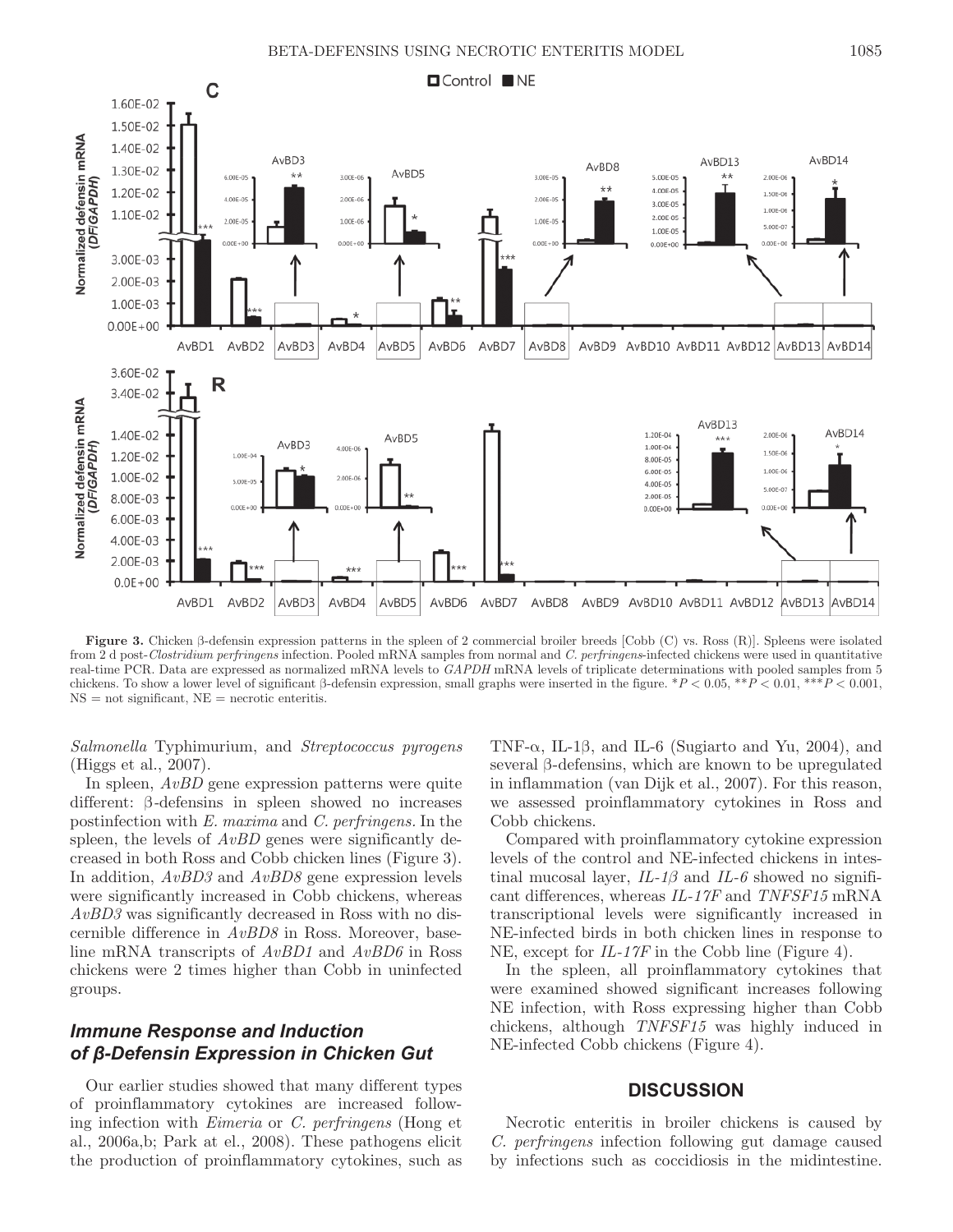**Figure 3.** Chicken β-defensin expression patterns in the spleen of 2 commercial broiler breeds [Cobb (C) vs. Ross (R)]. Spleens were isolated from 2 d post-*Clostridium perfringens* infection. Pooled mRNA samples from normal and *C. perfringens*-infected chickens were used in quantitative real-time PCR. Data are expressed as normalized mRNA levels to *GAPDH* mRNA levels of triplicate determinations with pooled samples from 5 chickens. To show a lower level of significant β-defensin expression, small graphs were inserted in the figure. \*$P < 0.05$, \*\*$P < 0.01$, \*\*\*$P < 0.001$, NS = not significant, NE = necrotic enteritis.

*Salmonella* Typhimurium, and *Streptococcus pyrogens* (Higgs et al., 2007).

In spleen, *AvBD* gene expression patterns were quite different: β-defensins in spleen showed no increases postinfection with *E. maxima* and *C. perfringens*. In the spleen, the levels of *AvBD* genes were significantly decreased in both Ross and Cobb chicken lines (Figure 3). In addition, *AvBD3* and *AvBD8* gene expression levels were significantly increased in Cobb chickens, whereas *AvBD3* was significantly decreased in Ross with no discernible difference in *AvBD8* in Ross. Moreover, baseline mRNA transcripts of *AvBD1* and *AvBD6* in Ross chickens were 2 times higher than Cobb in uninfected groups.

## Immune Response and Induction of β-Defensin Expression in Chicken Gut

Our earlier studies showed that many different types of proinflammatory cytokines are increased following infection with *Eimeria* or *C. perfringens* (Hong et al., 2006a,b; Park at el., 2008). These pathogens elicit the production of proinflammatory cytokines, such as TNF-α, IL-1β, and IL-6 (Sugiarto and Yu, 2004), and several β-defensins, which are known to be upregulated in inflammation (van Dijk et al., 2007). For this reason, we assessed proinflammatory cytokines in Ross and Cobb chickens.

Compared with proinflammatory cytokine expression levels of the control and NE-infected chickens in intestinal mucosal layer, *IL-1β* and *IL-6* showed no significant differences, whereas *IL-17F* and *TNFSF15* mRNA transcriptional levels were significantly increased in NE-infected birds in both chicken lines in response to NE, except for *IL-17F* in the Cobb line (Figure 4).

In the spleen, all proinflammatory cytokines that were examined showed significant increases following NE infection, with Ross expressing higher than Cobb chickens, although *TNFSF15* was highly induced in NE-infected Cobb chickens (Figure 4).

## DISCUSSION

Necrotic enteritis in broiler chickens is caused by *C. perfringens* infection following gut damage caused by infections such as coccidiosis in the midintestine.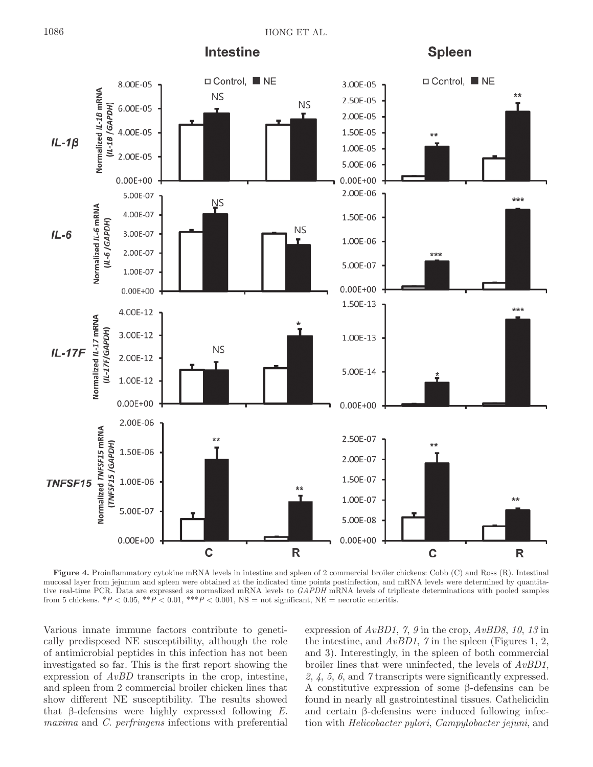**Figure 4.** Proinflammatory cytokine mRNA levels in intestine and spleen of 2 commercial broiler chickens: Cobb (C) and Ross (R). Intestinal mucosal layer from jejunum and spleen were obtained at the indicated time points postinfection, and mRNA levels were determined by quantitative real-time PCR. Data are expressed as normalized mRNA levels to *GAPDH* mRNA levels of triplicate determinations with pooled samples from 5 chickens. $^{*}P < 0.05$, $^{**}P < 0.01$, $^{***}P < 0.001$, NS = not significant, NE = necrotic enteritis.

Various innate immune factors contribute to genetically predisposed NE susceptibility, although the role of antimicrobial peptides in this infection has not been investigated so far. This is the first report showing the expression of *AvBD* transcripts in the crop, intestine, and spleen from 2 commercial broiler chicken lines that show different NE susceptibility. The results showed that β-defensins were highly expressed following *E. maxima* and *C. perfringens* infections with preferential expression of *AvBD1*, *7*, *9* in the crop, *AvBD8*, *10*, *13* in the intestine, and *AvBD1*, *7* in the spleen (Figures 1, 2, and 3). Interestingly, in the spleen of both commercial broiler lines that were uninfected, the levels of *AvBD1*, *2*, *4*, *5*, *6*, and *7* transcripts were significantly expressed. A constitutive expression of some β-defensins can be found in nearly all gastrointestinal tissues. Cathelicidin and certain β-defensins were induced following infection with *Helicobacter pylori*, *Campylobacter jejuni*, and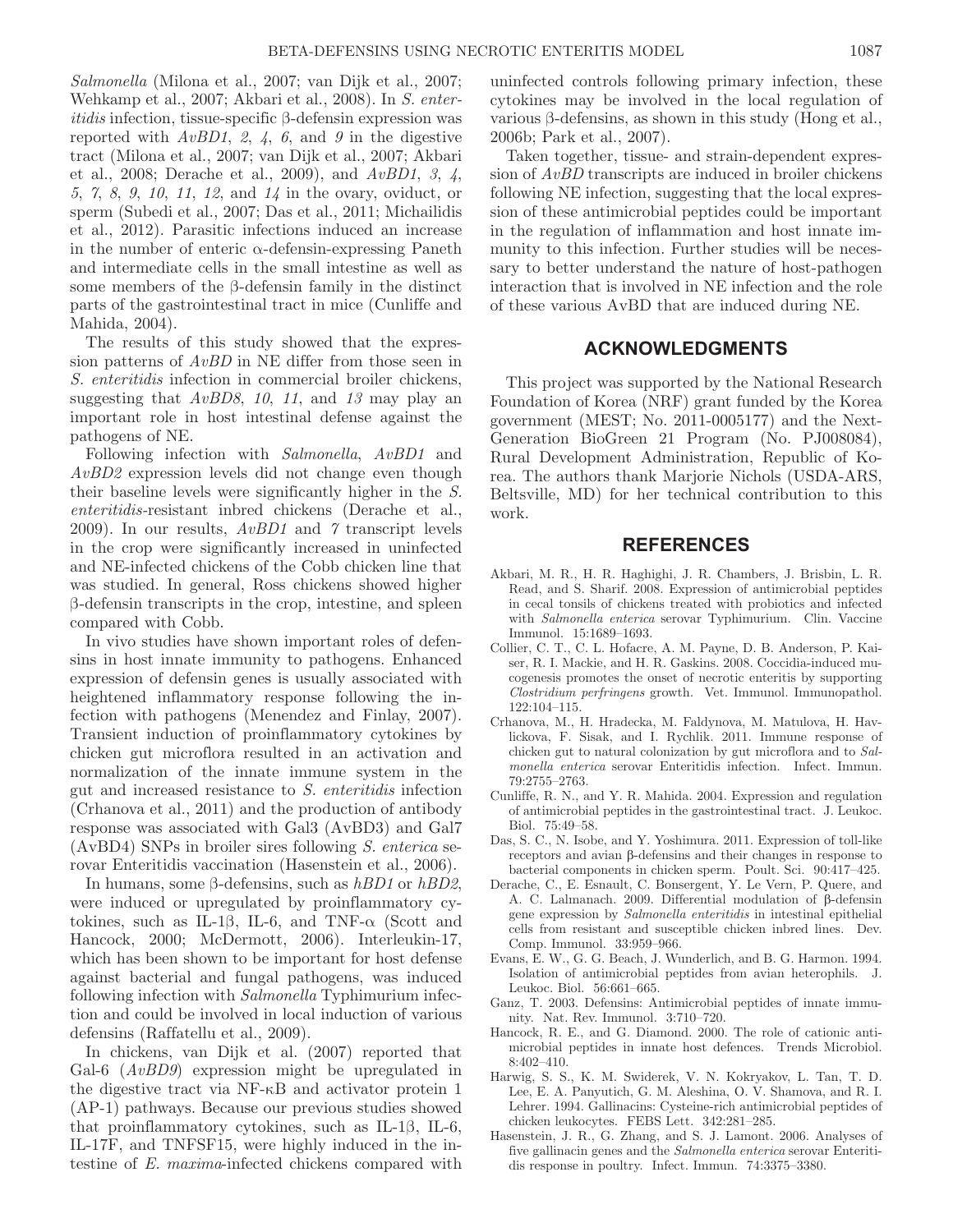*Salmonella* (Milona et al., 2007; van Dijk et al., 2007; Wehkamp et al., 2007; Akbari et al., 2008). In *S. enteritidis* infection, tissue-specific β-defensin expression was reported with *AvBD1*, *2*, *4*, *6*, and *9* in the digestive tract (Milona et al., 2007; van Dijk et al., 2007; Akbari et al., 2008; Derache et al., 2009), and *AvBD1*, *3*, *4*, *5*, *7*, *8*, *9*, *10*, *11*, *12*, and *14* in the ovary, oviduct, or sperm (Subedi et al., 2007; Das et al., 2011; Michailidis et al., 2012). Parasitic infections induced an increase in the number of enteric α-defensin-expressing Paneth and intermediate cells in the small intestine as well as some members of the β-defensin family in the distinct parts of the gastrointestinal tract in mice (Cunliffe and Mahida, 2004).

The results of this study showed that the expression patterns of *AvBD* in NE differ from those seen in *S. enteritidis* infection in commercial broiler chickens, suggesting that *AvBD8*, *10*, *11*, and *13* may play an important role in host intestinal defense against the pathogens of NE.

Following infection with *Salmonella*, *AvBD1* and *AvBD2* expression levels did not change even though their baseline levels were significantly higher in the *S. enteritidis*-resistant inbred chickens (Derache et al., 2009). In our results, *AvBD1* and *7* transcript levels in the crop were significantly increased in uninfected and NE-infected chickens of the Cobb chicken line that was studied. In general, Ross chickens showed higher β-defensin transcripts in the crop, intestine, and spleen compared with Cobb.

In vivo studies have shown important roles of defensins in host innate immunity to pathogens. Enhanced expression of defensin genes is usually associated with heightened inflammatory response following the infection with pathogens (Menendez and Finlay, 2007). Transient induction of proinflammatory cytokines by chicken gut microflora resulted in an activation and normalization of the innate immune system in the gut and increased resistance to *S. enteritidis* infection (Crhanova et al., 2011) and the production of antibody response was associated with Gal3 (AvBD3) and Gal7 (AvBD4) SNPs in broiler sires following *S. enterica* serovar Enteritidis vaccination (Hasenstein et al., 2006).

In humans, some β-defensins, such as *hBD1* or *hBD2*, were induced or upregulated by proinflammatory cytokines, such as IL-1β, IL-6, and TNF-α (Scott and Hancock, 2000; McDermott, 2006). Interleukin-17, which has been shown to be important for host defense against bacterial and fungal pathogens, was induced following infection with *Salmonella* Typhimurium infection and could be involved in local induction of various defensins (Raffatellu et al., 2009).

In chickens, van Dijk et al. (2007) reported that Gal-6 (*AvBD9*) expression might be upregulated in the digestive tract via NF-κB and activator protein 1 (AP-1) pathways. Because our previous studies showed that proinflammatory cytokines, such as IL-1β, IL-6, IL-17F, and TNFSF15, were highly induced in the intestine of *E. maxima*-infected chickens compared with uninfected controls following primary infection, these cytokines may be involved in the local regulation of various β-defensins, as shown in this study (Hong et al., 2006b; Park et al., 2007).

Taken together, tissue- and strain-dependent expression of *AvBD* transcripts are induced in broiler chickens following NE infection, suggesting that the local expression of these antimicrobial peptides could be important in the regulation of inflammation and host innate immunity to this infection. Further studies will be necessary to better understand the nature of host-pathogen interaction that is involved in NE infection and the role of these various AvBD that are induced during NE.

## ACKNOWLEDGMENTS

This project was supported by the National Research Foundation of Korea (NRF) grant funded by the Korea government (MEST; No. 2011-0005177) and the Next-Generation BioGreen 21 Program (No. PJ008084), Rural Development Administration, Republic of Korea. The authors thank Marjorie Nichols (USDA-ARS, Beltsville, MD) for her technical contribution to this work.

## REFERENCES

Akbari, M. R., H. R. Haghighi, J. R. Chambers, J. Brisbin, L. R. Read, and S. Sharif. 2008. Expression of antimicrobial peptides in cecal tonsils of chickens treated with probiotics and infected with *Salmonella enterica* serovar Typhimurium. Clin. Vaccine Immunol. 15:1689–1693.

Collier, C. T., C. L. Hofacre, A. M. Payne, D. B. Anderson, P. Kaiser, R. I. Mackie, and H. R. Gaskins. 2008. Coccidia-induced mucogenesis promotes the onset of necrotic enteritis by supporting *Clostridium perfringens* growth. Vet. Immunol. Immunopathol. 122:104–115.

Crhanova, M., H. Hradecka, M. Faldynova, M. Matulova, H. Havlickova, F. Sisak, and I. Rychlik. 2011. Immune response of chicken gut to natural colonization by gut microflora and to *Salmonella enterica* serovar Enteritidis infection. Infect. Immun. 79:2755–2763.

Cunliffe, R. N., and Y. R. Mahida. 2004. Expression and regulation of antimicrobial peptides in the gastrointestinal tract. J. Leukoc. Biol. 75:49–58.

Das, S. C., N. Isobe, and Y. Yoshimura. 2011. Expression of toll-like receptors and avian β-defensins and their changes in response to bacterial components in chicken sperm. Poult. Sci. 90:417–425.

Derache, C., E. Esnault, C. Bonsergent, Y. Le Vern, P. Quere, and A. C. Lalmanach. 2009. Differential modulation of β-defensin gene expression by *Salmonella enteritidis* in intestinal epithelial cells from resistant and susceptible chicken inbred lines. Dev. Comp. Immunol. 33:959–966.

Evans, E. W., G. G. Beach, J. Wunderlich, and B. G. Harmon. 1994. Isolation of antimicrobial peptides from avian heterophils. J. Leukoc. Biol. 56:661–665.

Ganz, T. 2003. Defensins: Antimicrobial peptides of innate immunity. Nat. Rev. Immunol. 3:710–720.

Hancock, R. E., and G. Diamond. 2000. The role of cationic antimicrobial peptides in innate host defences. Trends Microbiol. 8:402–410.

Harwig, S. S., K. M. Swiderek, V. N. Kokryakov, L. Tan, T. D. Lee, E. A. Panyutich, G. M. Aleshina, O. V. Shamova, and R. I. Lehrer. 1994. Gallinacins: Cysteine-rich antimicrobial peptides of chicken leukocytes. FEBS Lett. 342:281–285.

Hasenstein, J. R., G. Zhang, and S. J. Lamont. 2006. Analyses of five gallinacin genes and the *Salmonella enterica* serovar Enteritidis response in poultry. Infect. Immun. 74:3375–3380.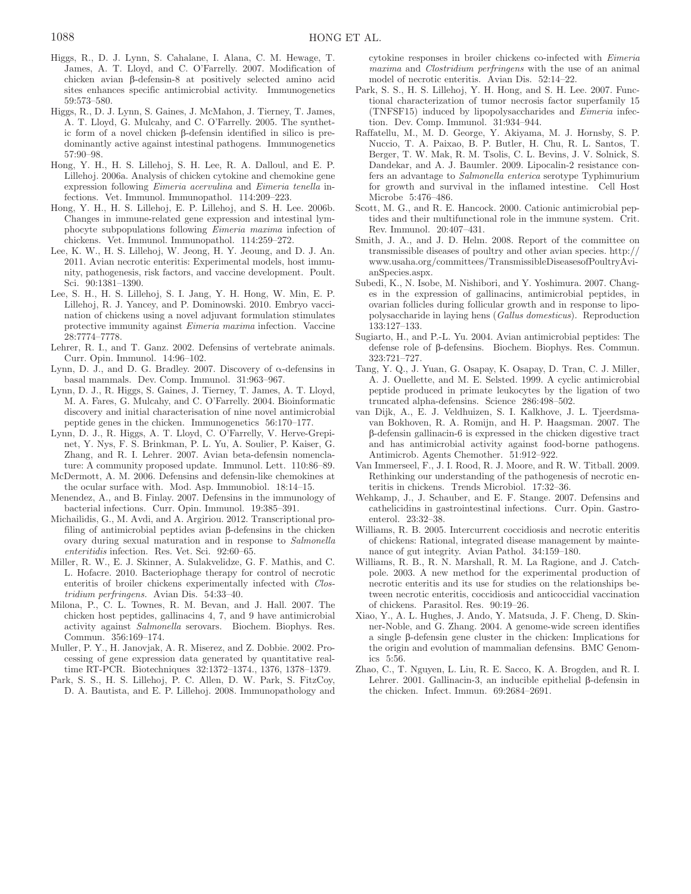Higgs, R., D. J. Lynn, S. Cahalane, I. Alana, C. M. Hewage, T. James, A. T. Lloyd, and C. O'Farrelly. 2007. Modification of chicken avian β-defensin-8 at positively selected amino acid sites enhances specific antimicrobial activity. Immunogenetics 59:573–580.

Higgs, R., D. J. Lynn, S. Gaines, J. McMahon, J. Tierney, T. James, A. T. Lloyd, G. Mulcahy, and C. O'Farrelly. 2005. The synthetic form of a novel chicken β-defensin identified in silico is predominantly active against intestinal pathogens. Immunogenetics 57:90–98.

Hong, Y. H., H. S. Lillehoj, S. H. Lee, R. A. Dalloul, and E. P. Lillehoj. 2006a. Analysis of chicken cytokine and chemokine gene expression following *Eimeria acervulina* and *Eimeria tenella* infections. Vet. Immunol. Immunopathol. 114:209–223.

Hong, Y. H., H. S. Lillehoj, E. P. Lillehoj, and S. H. Lee. 2006b. Changes in immune-related gene expression and intestinal lymphocyte subpopulations following *Eimeria maxima* infection of chickens. Vet. Immunol. Immunopathol. 114:259–272.

Lee, K. W., H. S. Lillehoj, W. Jeong, H. Y. Jeoung, and D. J. An. 2011. Avian necrotic enteritis: Experimental models, host immunity, pathogenesis, risk factors, and vaccine development. Poult. Sci. 90:1381–1390.

Lee, S. H., H. S. Lillehoj, S. I. Jang, Y. H. Hong, W. Min, E. P. Lillehoj, R. J. Yancey, and P. Dominowski. 2010. Embryo vaccination of chickens using a novel adjuvant formulation stimulates protective immunity against *Eimeria maxima* infection. Vaccine 28:7774–7778.

Lehrer, R. I., and T. Ganz. 2002. Defensins of vertebrate animals. Curr. Opin. Immunol. 14:96–102.

Lynn, D. J., and D. G. Bradley. 2007. Discovery of α-defensins in basal mammals. Dev. Comp. Immunol. 31:963–967.

Lynn, D. J., R. Higgs, S. Gaines, J. Tierney, T. James, A. T. Lloyd, M. A. Fares, G. Mulcahy, and C. O'Farrelly. 2004. Bioinformatic discovery and initial characterisation of nine novel antimicrobial peptide genes in the chicken. Immunogenetics 56:170–177.

Lynn, D. J., R. Higgs, A. T. Lloyd, C. O'Farrelly, V. Herve-Grepinet, Y. Nys, F. S. Brinkman, P. L. Yu, A. Soulier, P. Kaiser, G. Zhang, and R. I. Lehrer. 2007. Avian beta-defensin nomenclature: A community proposed update. Immunol. Lett. 110:86–89.

McDermott, A. M. 2006. Defensins and defensin-like chemokines at the ocular surface with. Mod. Asp. Immunobiol. 18:14–15.

Menendez, A., and B. Finlay. 2007. Defensins in the immunology of bacterial infections. Curr. Opin. Immunol. 19:385–391.

Michailidis, G., M. Avdi, and A. Argiriou. 2012. Transcriptional profiling of antimicrobial peptides avian β-defensins in the chicken ovary during sexual maturation and in response to *Salmonella enteritidis* infection. Res. Vet. Sci. 92:60–65.

Miller, R. W., E. J. Skinner, A. Sulakvelidze, G. F. Mathis, and C. L. Hofacre. 2010. Bacteriophage therapy for control of necrotic enteritis of broiler chickens experimentally infected with *Clostridium perfringens*. Avian Dis. 54:33–40.

Milona, P., C. L. Townes, R. M. Bevan, and J. Hall. 2007. The chicken host peptides, gallinacins 4, 7, and 9 have antimicrobial activity against *Salmonella* serovars. Biochem. Biophys. Res. Commun. 356:169–174.

Muller, P. Y., H. Janovjak, A. R. Miserez, and Z. Dobbie. 2002. Processing of gene expression data generated by quantitative real-time RT-PCR. Biotechniques 32:1372–1374., 1376, 1378–1379.

Park, S. S., H. S. Lillehoj, P. C. Allen, D. W. Park, S. FitzCoy, D. A. Bautista, and E. P. Lillehoj. 2008. Immunopathology and cytokine responses in broiler chickens co-infected with *Eimeria maxima* and *Clostridium perfringens* with the use of an animal model of necrotic enteritis. Avian Dis. 52:14–22.

Park, S. S., H. S. Lillehoj, Y. H. Hong, and S. H. Lee. 2007. Functional characterization of tumor necrosis factor superfamily 15 (TNFSF15) induced by lipopolysaccharides and *Eimeria* infection. Dev. Comp. Immunol. 31:934–944.

Raffatellu, M., M. D. George, Y. Akiyama, M. J. Hornsby, S. P. Nuccio, T. A. Paixao, B. P. Butler, H. Chu, R. L. Santos, T. Berger, T. W. Mak, R. M. Tsolis, C. L. Bevins, J. V. Solnick, S. Dandekar, and A. J. Baumler. 2009. Lipocalin-2 resistance confers an advantage to *Salmonella enterica* serotype Typhimurium for growth and survival in the inflamed intestine. Cell Host Microbe 5:476–486.

Scott, M. G., and R. E. Hancock. 2000. Cationic antimicrobial peptides and their multifunctional role in the immune system. Crit. Rev. Immunol. 20:407–431.

Smith, J. A., and J. D. Helm. 2008. Report of the committee on transmissible diseases of poultry and other avian species. http://www.usaha.org/committees/TransmissibleDiseasesofPoultryAvianSpecies.aspx.

Subedi, K., N. Isobe, M. Nishibori, and Y. Yoshimura. 2007. Changes in the expression of gallinacins, antimicrobial peptides, in ovarian follicles during follicular growth and in response to lipopolysaccharide in laying hens (*Gallus domesticus*). Reproduction 133:127–133.

Sugiarto, H., and P.-L. Yu. 2004. Avian antimicrobial peptides: The defense role of β-defensins. Biochem. Biophys. Res. Commun. 323:721–727.

Tang, Y. Q., J. Yuan, G. Osapay, K. Osapay, D. Tran, C. J. Miller, A. J. Ouellette, and M. E. Selsted. 1999. A cyclic antimicrobial peptide produced in primate leukocytes by the ligation of two truncated alpha-defensins. Science 286:498–502.

van Dijk, A., E. J. Veldhuizen, S. I. Kalkhove, J. L. Tjeerdsma-van Bokhoven, R. A. Romijn, and H. P. Haagsman. 2007. The β-defensin gallinacin-6 is expressed in the chicken digestive tract and has antimicrobial activity against food-borne pathogens. Antimicrob. Agents Chemother. 51:912–922.

Van Immerseel, F., J. I. Rood, R. J. Moore, and R. W. Titball. 2009. Rethinking our understanding of the pathogenesis of necrotic enteritis in chickens. Trends Microbiol. 17:32–36.

Wehkamp, J., J. Schauber, and E. F. Stange. 2007. Defensins and cathelicidins in gastrointestinal infections. Curr. Opin. Gastroenterol. 23:32–38.

Williams, R. B. 2005. Intercurrent coccidiosis and necrotic enteritis of chickens: Rational, integrated disease management by maintenance of gut integrity. Avian Pathol. 34:159–180.

Williams, R. B., R. N. Marshall, R. M. La Ragione, and J. Catchpole. 2003. A new method for the experimental production of necrotic enteritis and its use for studies on the relationships between necrotic enteritis, coccidiosis and anticoccidial vaccination of chickens. Parasitol. Res. 90:19–26.

Xiao, Y., A. L. Hughes, J. Ando, Y. Matsuda, J. F. Cheng, D. Skinner-Noble, and G. Zhang. 2004. A genome-wide screen identifies a single β-defensin gene cluster in the chicken: Implications for the origin and evolution of mammalian defensins. BMC Genomics 5:56.

Zhao, C., T. Nguyen, L. Liu, R. E. Sacco, K. A. Brogden, and R. I. Lehrer. 2001. Gallinacin-3, an inducible epithelial β-defensin in the chicken. Infect. Immun. 69:2684–2691.